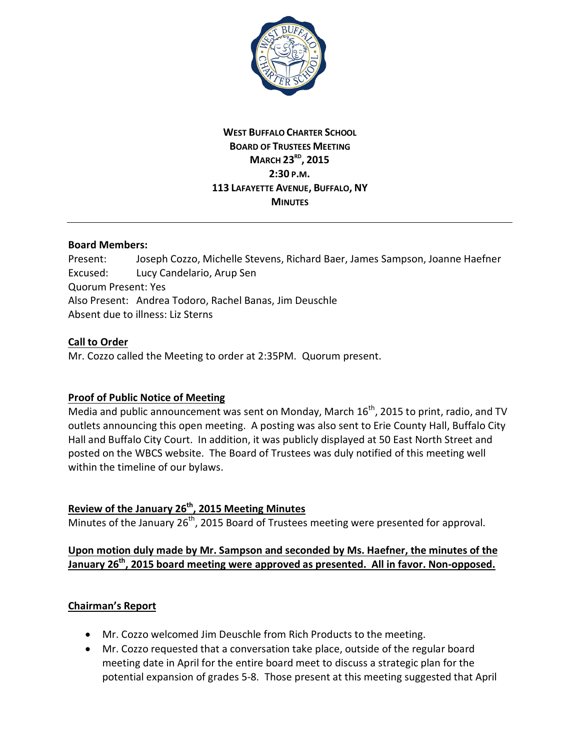**WEST BUFFALO CHARTER SCHOOL**
**BOARD OF TRUSTEES MEETING**
**MARCH 23RD, 2015**
**2:30 P.M.**
**113 LAFAYETTE AVENUE, BUFFALO, NY**
**MINUTES**

---

**Board Members:**

Present: Joseph Cozzo, Michelle Stevens, Richard Baer, James Sampson, Joanne Haefner
Excused: Lucy Candelario, Arup Sen
Quorum Present: Yes
Also Present: Andrea Todoro, Rachel Banas, Jim Deuschle
Absent due to illness: Liz Sterns

**Call to Order**

Mr. Cozzo called the Meeting to order at 2:35PM. Quorum present.

**Proof of Public Notice of Meeting**

Media and public announcement was sent on Monday, March 16th, 2015 to print, radio, and TV outlets announcing this open meeting. A posting was also sent to Erie County Hall, Buffalo City Hall and Buffalo City Court. In addition, it was publicly displayed at 50 East North Street and posted on the WBCS website. The Board of Trustees was duly notified of this meeting well within the timeline of our bylaws.

**Review of the January 26th, 2015 Meeting Minutes**

Minutes of the January 26th, 2015 Board of Trustees meeting were presented for approval.

**Upon motion duly made by Mr. Sampson and seconded by Ms. Haefner, the minutes of the January 26th, 2015 board meeting were approved as presented. All in favor. Non-opposed.**

**Chairman's Report**

- Mr. Cozzo welcomed Jim Deuschle from Rich Products to the meeting.
- Mr. Cozzo requested that a conversation take place, outside of the regular board meeting date in April for the entire board meet to discuss a strategic plan for the potential expansion of grades 5-8. Those present at this meeting suggested that April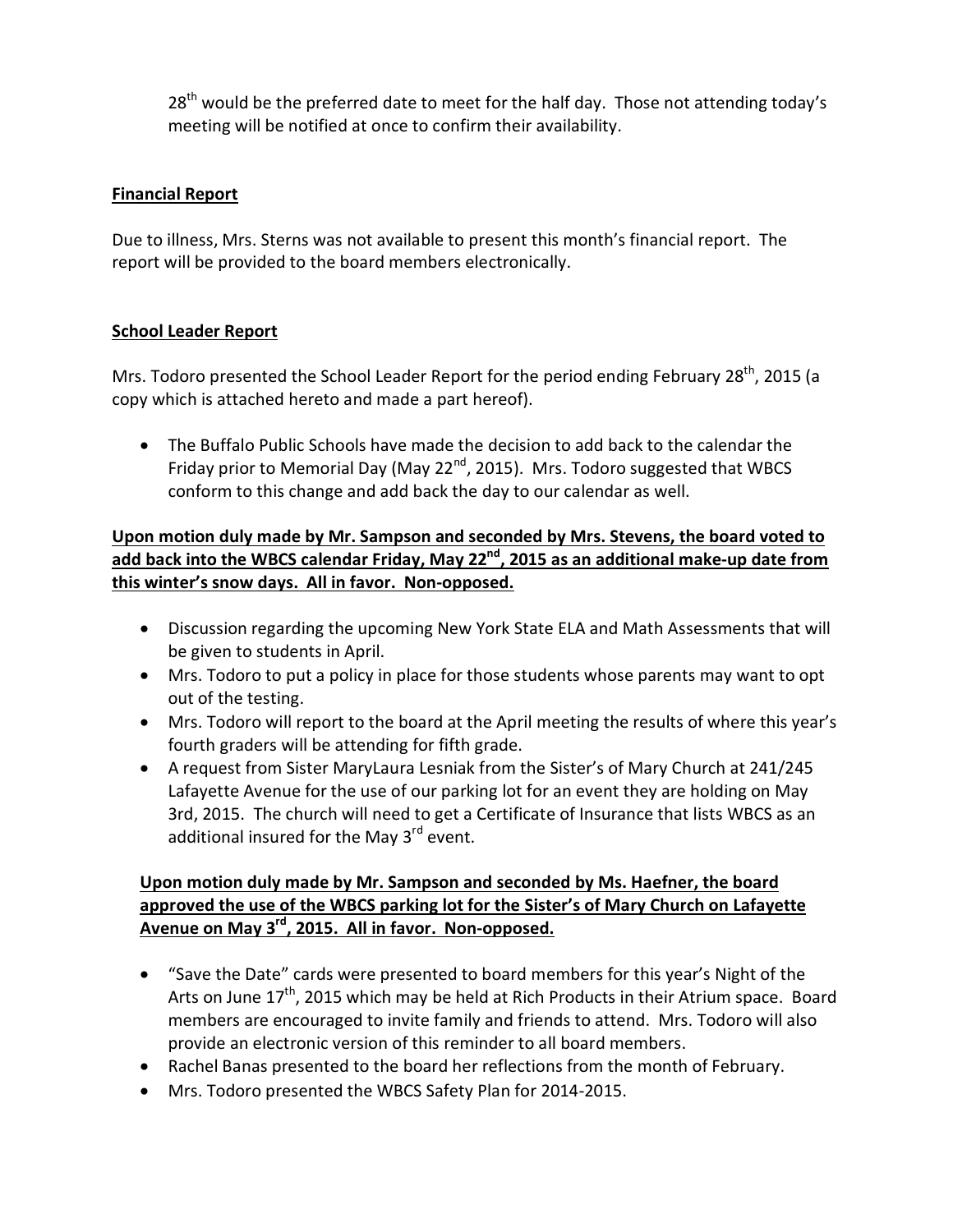28th would be the preferred date to meet for the half day. Those not attending today's meeting will be notified at once to confirm their availability.

**Financial Report**

Due to illness, Mrs. Sterns was not available to present this month's financial report. The report will be provided to the board members electronically.

**School Leader Report**

Mrs. Todoro presented the School Leader Report for the period ending February 28th, 2015 (a copy which is attached hereto and made a part hereof).

- The Buffalo Public Schools have made the decision to add back to the calendar the Friday prior to Memorial Day (May 22nd, 2015). Mrs. Todoro suggested that WBCS conform to this change and add back the day to our calendar as well.

**Upon motion duly made by Mr. Sampson and seconded by Mrs. Stevens, the board voted to add back into the WBCS calendar Friday, May 22nd, 2015 as an additional make-up date from this winter's snow days. All in favor. Non-opposed.**

- Discussion regarding the upcoming New York State ELA and Math Assessments that will be given to students in April.
- Mrs. Todoro to put a policy in place for those students whose parents may want to opt out of the testing.
- Mrs. Todoro will report to the board at the April meeting the results of where this year's fourth graders will be attending for fifth grade.
- A request from Sister MaryLaura Lesniak from the Sister's of Mary Church at 241/245 Lafayette Avenue for the use of our parking lot for an event they are holding on May 3rd, 2015. The church will need to get a Certificate of Insurance that lists WBCS as an additional insured for the May 3rd event.

**Upon motion duly made by Mr. Sampson and seconded by Ms. Haefner, the board approved the use of the WBCS parking lot for the Sister's of Mary Church on Lafayette Avenue on May 3rd, 2015. All in favor. Non-opposed.**

- "Save the Date" cards were presented to board members for this year's Night of the Arts on June 17th, 2015 which may be held at Rich Products in their Atrium space. Board members are encouraged to invite family and friends to attend. Mrs. Todoro will also provide an electronic version of this reminder to all board members.
- Rachel Banas presented to the board her reflections from the month of February.
- Mrs. Todoro presented the WBCS Safety Plan for 2014-2015.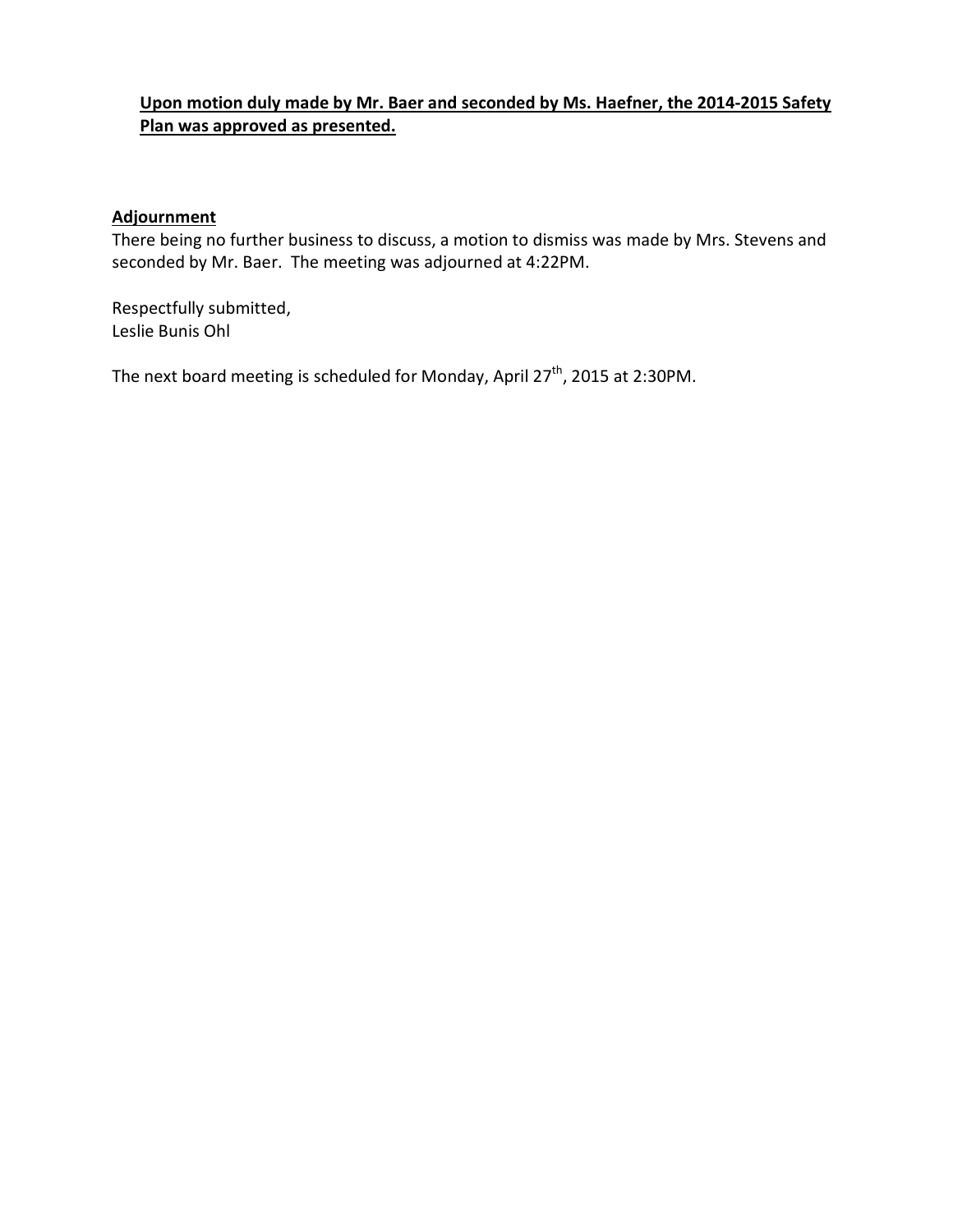**Upon motion duly made by Mr. Baer and seconded by Ms. Haefner, the 2014-2015 Safety Plan was approved as presented.**

**Adjournment**

There being no further business to discuss, a motion to dismiss was made by Mrs. Stevens and seconded by Mr. Baer. The meeting was adjourned at 4:22PM.

Respectfully submitted,
Leslie Bunis Ohl

The next board meeting is scheduled for Monday, April 27th, 2015 at 2:30PM.